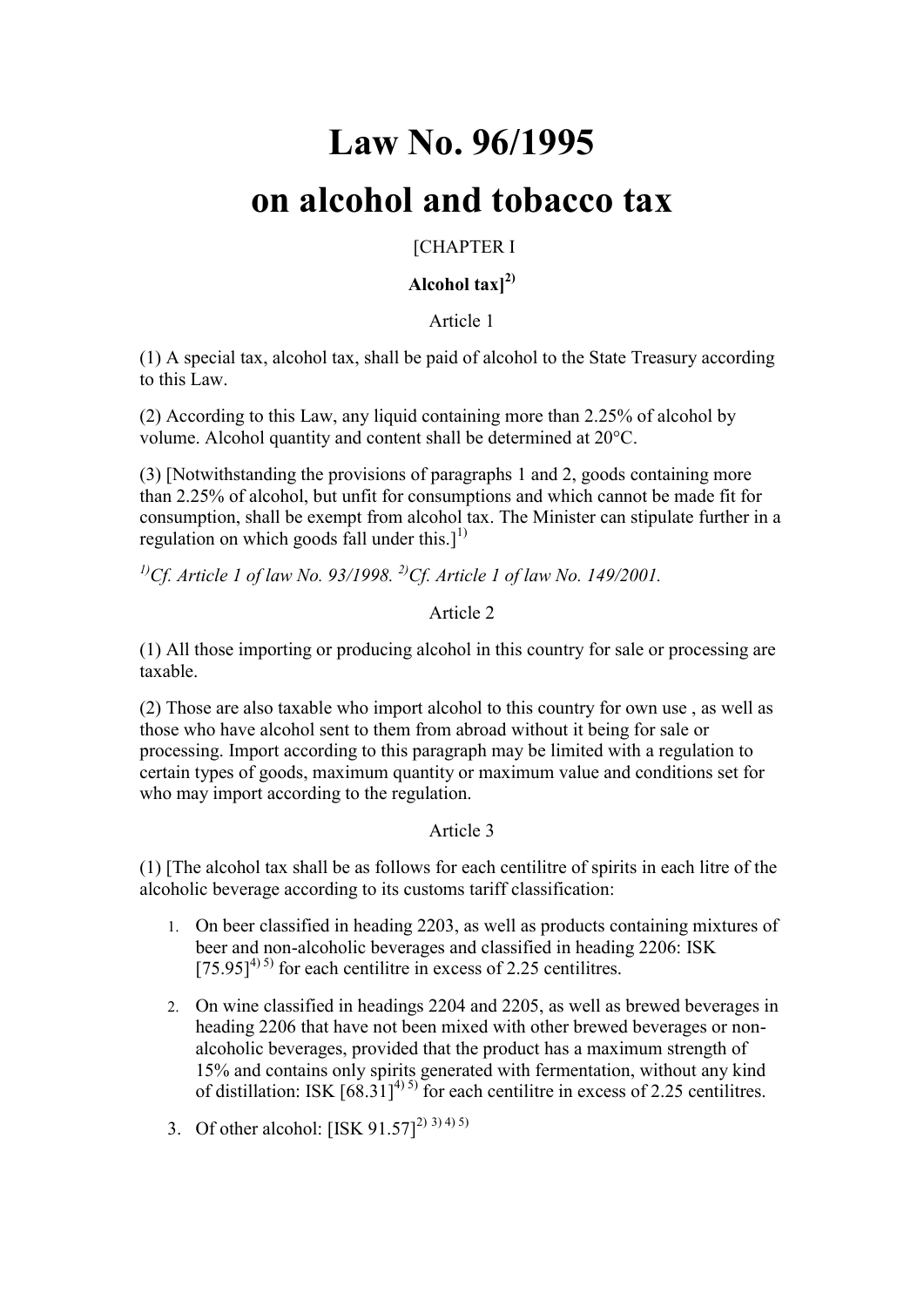# Law No. 96/1995
# on alcohol and tobacco tax

[CHAPTER I

**Alcohol tax][2)]**

Article 1

(1) A special tax, alcohol tax, shall be paid of alcohol to the State Treasury according to this Law.

(2) According to this Law, any liquid containing more than 2.25% of alcohol by volume. Alcohol quantity and content shall be determined at 20°C.

(3) [Notwithstanding the provisions of paragraphs 1 and 2, goods containing more than 2.25% of alcohol, but unfit for consumptions and which cannot be made fit for consumption, shall be exempt from alcohol tax. The Minister can stipulate further in a regulation on which goods fall under this.][1)]

*[1)]Cf. Article 1 of law No. 93/1998. [2)]Cf. Article 1 of law No. 149/2001.*

Article 2

(1) All those importing or producing alcohol in this country for sale or processing are taxable.

(2) Those are also taxable who import alcohol to this country for own use , as well as those who have alcohol sent to them from abroad without it being for sale or processing. Import according to this paragraph may be limited with a regulation to certain types of goods, maximum quantity or maximum value and conditions set for who may import according to the regulation.

Article 3

(1) [The alcohol tax shall be as follows for each centilitre of spirits in each litre of the alcoholic beverage according to its customs tariff classification:

1. On beer classified in heading 2203, as well as products containing mixtures of beer and non-alcoholic beverages and classified in heading 2206: ISK [75.95][4) 5)] for each centilitre in excess of 2.25 centilitres.
2. On wine classified in headings 2204 and 2205, as well as brewed beverages in heading 2206 that have not been mixed with other brewed beverages or non-alcoholic beverages, provided that the product has a maximum strength of 15% and contains only spirits generated with fermentation, without any kind of distillation: ISK [68.31][4) 5)] for each centilitre in excess of 2.25 centilitres.
3. Of other alcohol: [ISK 91.57][2) 3) 4) 5)]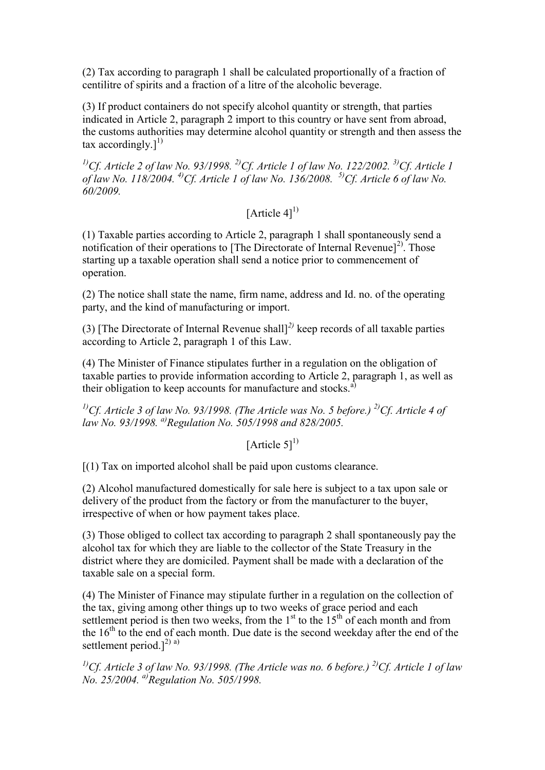(2) Tax according to paragraph 1 shall be calculated proportionally of a fraction of centilitre of spirits and a fraction of a litre of the alcoholic beverage.

(3) If product containers do not specify alcohol quantity or strength, that parties indicated in Article 2, paragraph 2 import to this country or have sent from abroad, the customs authorities may determine alcohol quantity or strength and then assess the tax accordingly.][1)]

*[1)]Cf. Article 2 of law No. 93/1998. [2)]Cf. Article 1 of law No. 122/2002. [3)]Cf. Article 1 of law No. 118/2004. [4)]Cf. Article 1 of law No. 136/2008. [5)]Cf. Article 6 of law No. 60/2009.*

[Article 4][1)]

(1) Taxable parties according to Article 2, paragraph 1 shall spontaneously send a notification of their operations to [The Directorate of Internal Revenue][2)]. Those starting up a taxable operation shall send a notice prior to commencement of operation.

(2) The notice shall state the name, firm name, address and Id. no. of the operating party, and the kind of manufacturing or import.

(3) [The Directorate of Internal Revenue shall][2)] keep records of all taxable parties according to Article 2, paragraph 1 of this Law.

(4) The Minister of Finance stipulates further in a regulation on the obligation of taxable parties to provide information according to Article 2, paragraph 1, as well as their obligation to keep accounts for manufacture and stocks.[a)]

*[1)]Cf. Article 3 of law No. 93/1998. (The Article was No. 5 before.) [2)]Cf. Article 4 of law No. 93/1998. [a)]Regulation No. 505/1998 and 828/2005.*

[Article 5][1)]

[(1) Tax on imported alcohol shall be paid upon customs clearance.

(2) Alcohol manufactured domestically for sale here is subject to a tax upon sale or delivery of the product from the factory or from the manufacturer to the buyer, irrespective of when or how payment takes place.

(3) Those obliged to collect tax according to paragraph 2 shall spontaneously pay the alcohol tax for which they are liable to the collector of the State Treasury in the district where they are domiciled. Payment shall be made with a declaration of the taxable sale on a special form.

(4) The Minister of Finance may stipulate further in a regulation on the collection of the tax, giving among other things up to two weeks of grace period and each settlement period is then two weeks, from the 1st to the 15th of each month and from the 16th to the end of each month. Due date is the second weekday after the end of the settlement period.][2) a)]

*[1)]Cf. Article 3 of law No. 93/1998. (The Article was no. 6 before.) [2)]Cf. Article 1 of law No. 25/2004. [a)]Regulation No. 505/1998.*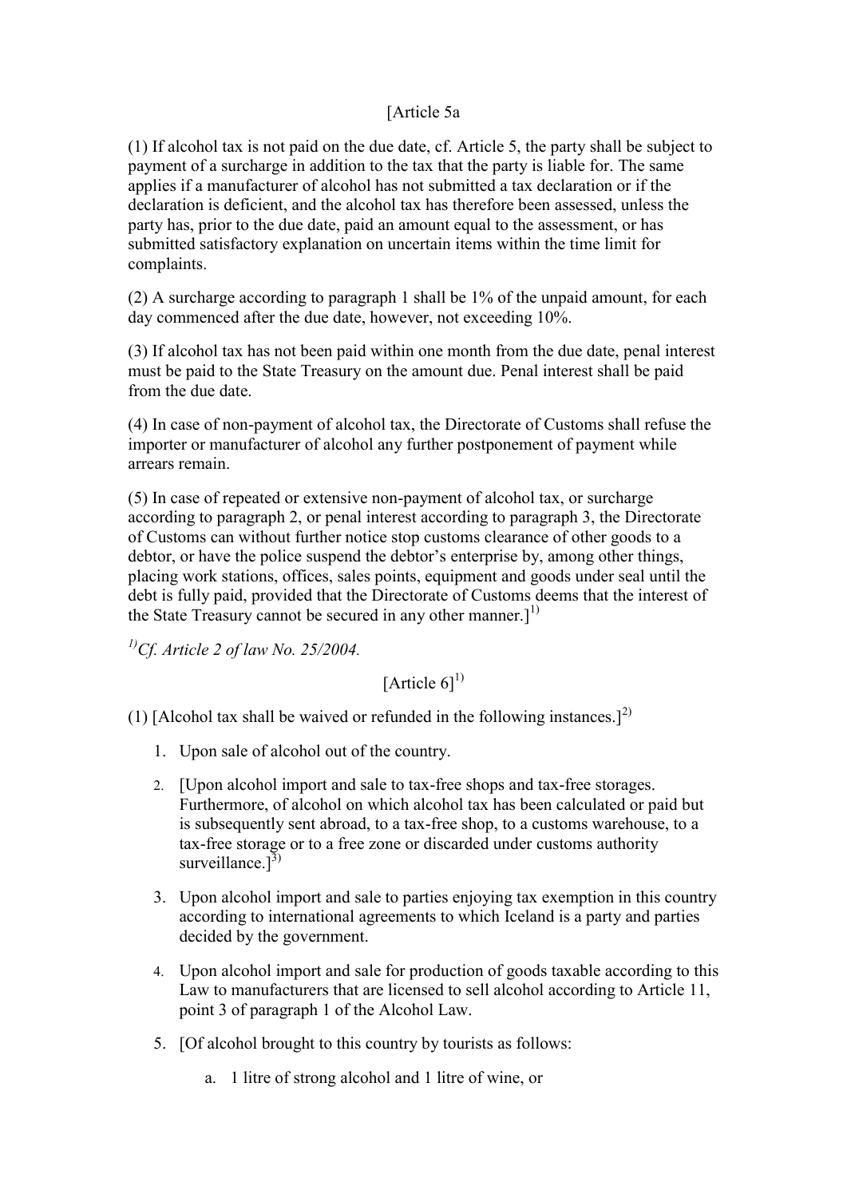[Article 5a

(1) If alcohol tax is not paid on the due date, cf. Article 5, the party shall be subject to payment of a surcharge in addition to the tax that the party is liable for. The same applies if a manufacturer of alcohol has not submitted a tax declaration or if the declaration is deficient, and the alcohol tax has therefore been assessed, unless the party has, prior to the due date, paid an amount equal to the assessment, or has submitted satisfactory explanation on uncertain items within the time limit for complaints.

(2) A surcharge according to paragraph 1 shall be 1% of the unpaid amount, for each day commenced after the due date, however, not exceeding 10%.

(3) If alcohol tax has not been paid within one month from the due date, penal interest must be paid to the State Treasury on the amount due. Penal interest shall be paid from the due date.

(4) In case of non-payment of alcohol tax, the Directorate of Customs shall refuse the importer or manufacturer of alcohol any further postponement of payment while arrears remain.

(5) In case of repeated or extensive non-payment of alcohol tax, or surcharge according to paragraph 2, or penal interest according to paragraph 3, the Directorate of Customs can without further notice stop customs clearance of other goods to a debtor, or have the police suspend the debtor's enterprise by, among other things, placing work stations, offices, sales points, equipment and goods under seal until the debt is fully paid, provided that the Directorate of Customs deems that the interest of the State Treasury cannot be secured in any other manner.][1)]

*[1)] Cf. Article 2 of law No. 25/2004.*

[Article 6][1)]

(1) [Alcohol tax shall be waived or refunded in the following instances.][2)]

1. Upon sale of alcohol out of the country.
2. [Upon alcohol import and sale to tax-free shops and tax-free storages. Furthermore, of alcohol on which alcohol tax has been calculated or paid but is subsequently sent abroad, to a tax-free shop, to a customs warehouse, to a tax-free storage or to a free zone or discarded under customs authority surveillance.][3)]
3. Upon alcohol import and sale to parties enjoying tax exemption in this country according to international agreements to which Iceland is a party and parties decided by the government.
4. Upon alcohol import and sale for production of goods taxable according to this Law to manufacturers that are licensed to sell alcohol according to Article 11, point 3 of paragraph 1 of the Alcohol Law.
5. [Of alcohol brought to this country by tourists as follows:
   a. 1 litre of strong alcohol and 1 litre of wine, or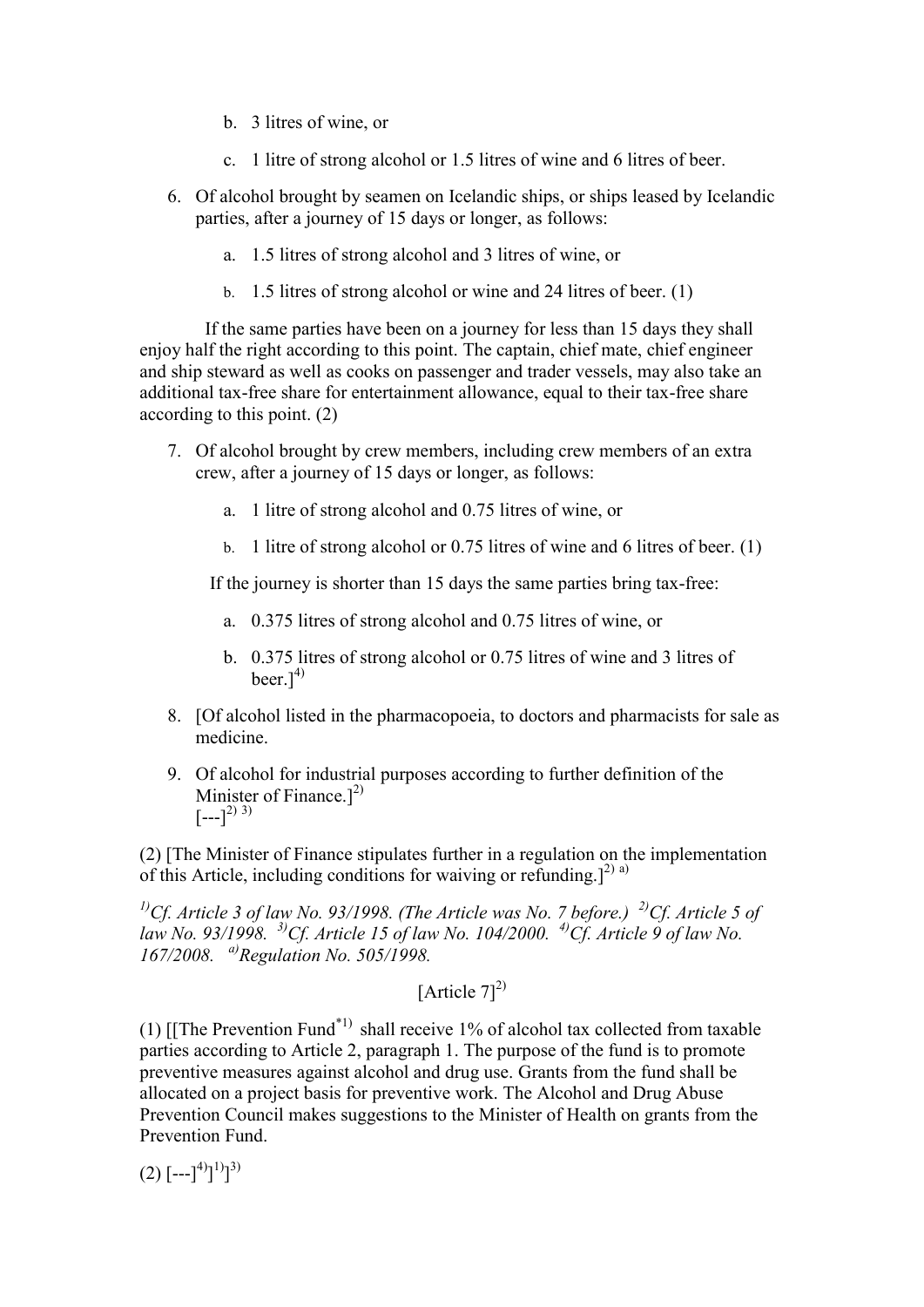b. 3 litres of wine, or

   c. 1 litre of strong alcohol or 1.5 litres of wine and 6 litres of beer.

6. Of alcohol brought by seamen on Icelandic ships, or ships leased by Icelandic parties, after a journey of 15 days or longer, as follows:

   a. 1.5 litres of strong alcohol and 3 litres of wine, or

   b. 1.5 litres of strong alcohol or wine and 24 litres of beer. (1)

If the same parties have been on a journey for less than 15 days they shall enjoy half the right according to this point. The captain, chief mate, chief engineer and ship steward as well as cooks on passenger and trader vessels, may also take an additional tax-free share for entertainment allowance, equal to their tax-free share according to this point. (2)

7. Of alcohol brought by crew members, including crew members of an extra crew, after a journey of 15 days or longer, as follows:

   a. 1 litre of strong alcohol and 0.75 litres of wine, or

   b. 1 litre of strong alcohol or 0.75 litres of wine and 6 litres of beer. (1)

   If the journey is shorter than 15 days the same parties bring tax-free:

   a. 0.375 litres of strong alcohol and 0.75 litres of wine, or

   b. 0.375 litres of strong alcohol or 0.75 litres of wine and 3 litres of beer.][4)]

8. [Of alcohol listed in the pharmacopoeia, to doctors and pharmacists for sale as medicine.

9. Of alcohol for industrial purposes according to further definition of the Minister of Finance.][2)]
   [---][2) 3)]

(2) [The Minister of Finance stipulates further in a regulation on the implementation of this Article, including conditions for waiving or refunding.][2) a)]

*[1)]Cf. Article 3 of law No. 93/1998. (The Article was No. 7 before.) [2)]Cf. Article 5 of law No. 93/1998. [3)]Cf. Article 15 of law No. 104/2000. [4)]Cf. Article 9 of law No. 167/2008. [a)]Regulation No. 505/1998.*

[Article 7][2)]

(1) [[The Prevention Fund[*1)] shall receive 1% of alcohol tax collected from taxable parties according to Article 2, paragraph 1. The purpose of the fund is to promote preventive measures against alcohol and drug use. Grants from the fund shall be allocated on a project basis for preventive work. The Alcohol and Drug Abuse Prevention Council makes suggestions to the Minister of Health on grants from the Prevention Fund.

(2) [---][4)]][1)]][3)]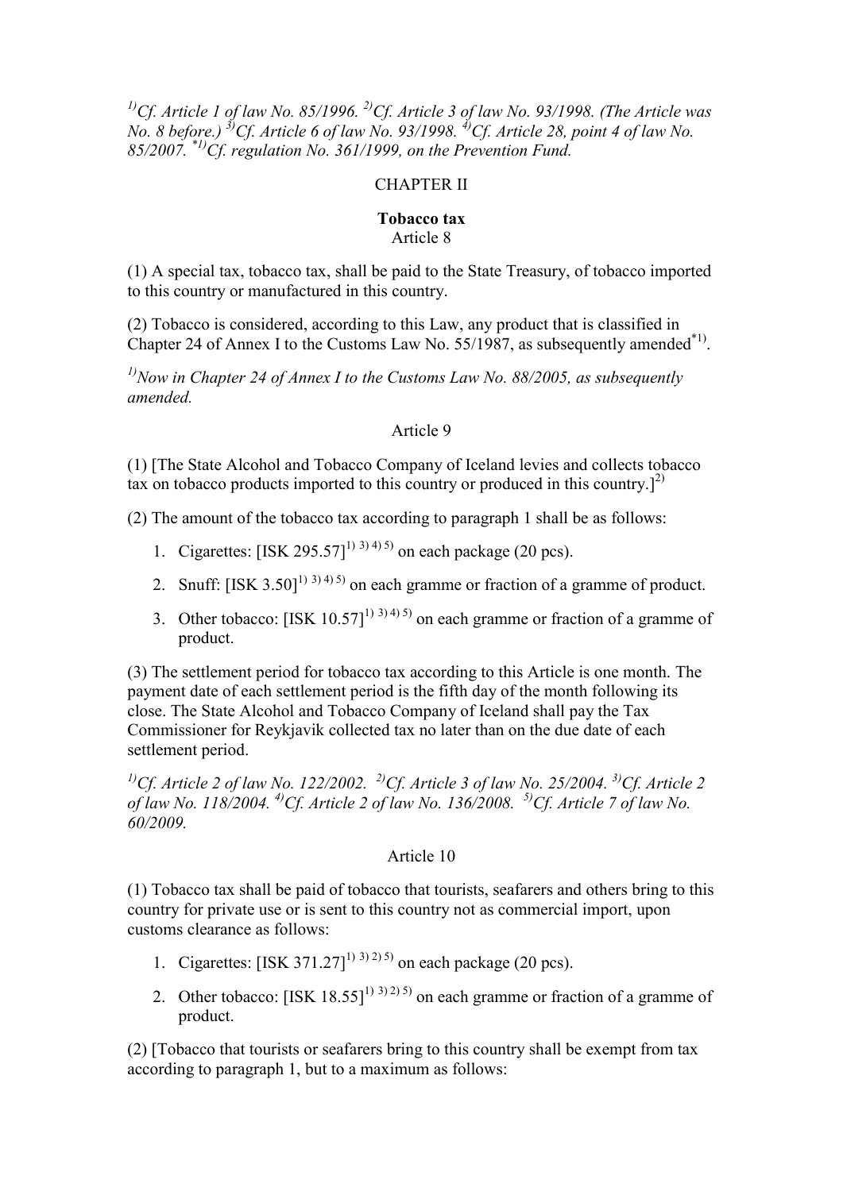*[1)]Cf. Article 1 of law No. 85/1996. [2)]Cf. Article 3 of law No. 93/1998. (The Article was No. 8 before.) [3)]Cf. Article 6 of law No. 93/1998. [4)]Cf. Article 28, point 4 of law No. 85/2007. [*1)]Cf. regulation No. 361/1999, on the Prevention Fund.*

## CHAPTER II

### Tobacco tax

Article 8

(1) A special tax, tobacco tax, shall be paid to the State Treasury, of tobacco imported to this country or manufactured in this country.

(2) Tobacco is considered, according to this Law, any product that is classified in Chapter 24 of Annex I to the Customs Law No. 55/1987, as subsequently amended[*1)].

*[1)]Now in Chapter 24 of Annex I to the Customs Law No. 88/2005, as subsequently amended.*

Article 9

(1) [The State Alcohol and Tobacco Company of Iceland levies and collects tobacco tax on tobacco products imported to this country or produced in this country.][2)]

(2) The amount of the tobacco tax according to paragraph 1 shall be as follows:

1. Cigarettes: [ISK 295.57][1) 3) 4) 5)] on each package (20 pcs).
2. Snuff: [ISK 3.50][1) 3) 4) 5)] on each gramme or fraction of a gramme of product.
3. Other tobacco: [ISK 10.57][1) 3) 4) 5)] on each gramme or fraction of a gramme of product.

(3) The settlement period for tobacco tax according to this Article is one month. The payment date of each settlement period is the fifth day of the month following its close. The State Alcohol and Tobacco Company of Iceland shall pay the Tax Commissioner for Reykjavik collected tax no later than on the due date of each settlement period.

*[1)]Cf. Article 2 of law No. 122/2002. [2)]Cf. Article 3 of law No. 25/2004. [3)]Cf. Article 2 of law No. 118/2004. [4)]Cf. Article 2 of law No. 136/2008. [5)]Cf. Article 7 of law No. 60/2009.*

Article 10

(1) Tobacco tax shall be paid of tobacco that tourists, seafarers and others bring to this country for private use or is sent to this country not as commercial import, upon customs clearance as follows:

1. Cigarettes: [ISK 371.27][1) 3) 2) 5)] on each package (20 pcs).
2. Other tobacco: [ISK 18.55][1) 3) 2) 5)] on each gramme or fraction of a gramme of product.

(2) [Tobacco that tourists or seafarers bring to this country shall be exempt from tax according to paragraph 1, but to a maximum as follows: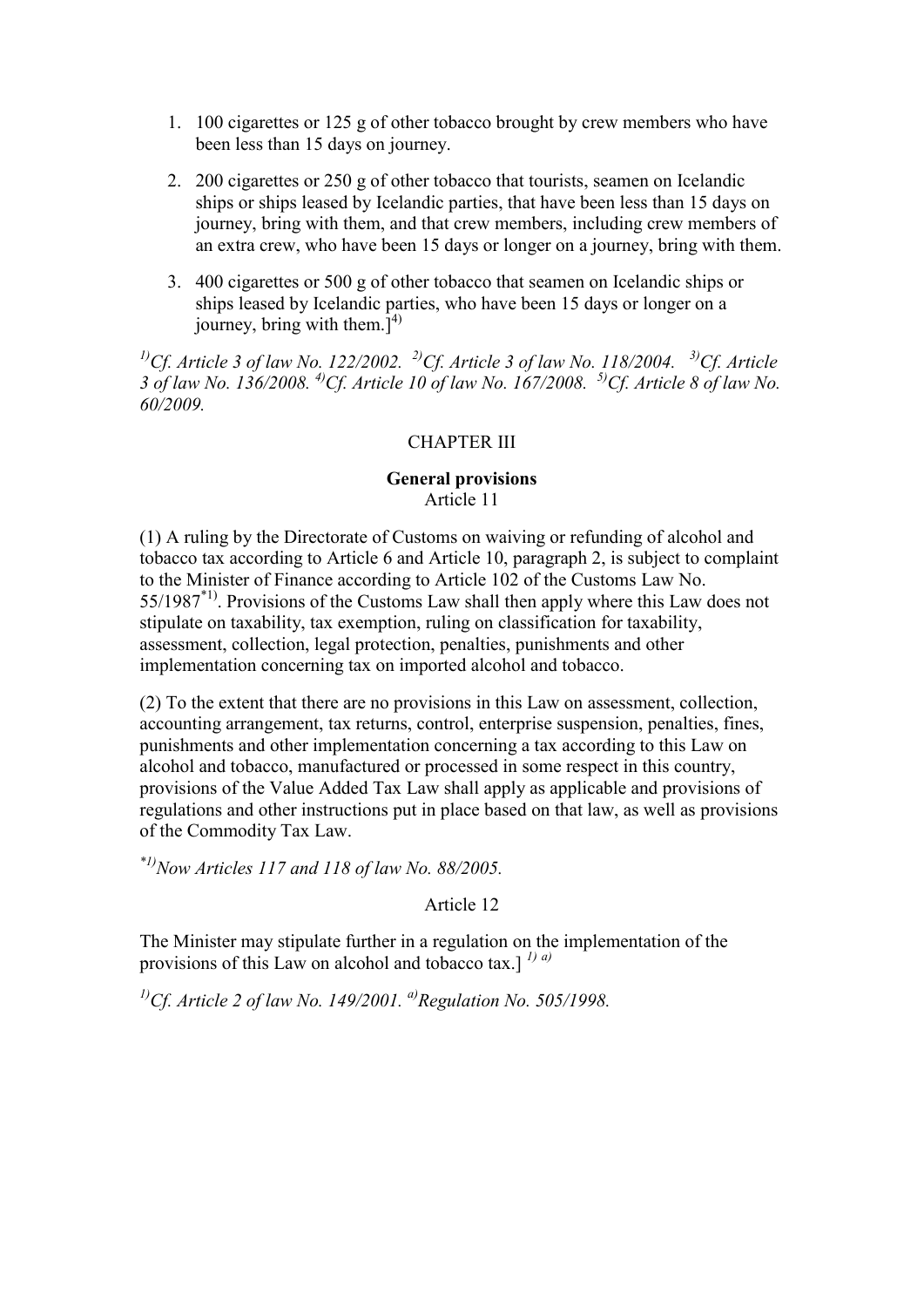1. 100 cigarettes or 125 g of other tobacco brought by crew members who have been less than 15 days on journey.

2. 200 cigarettes or 250 g of other tobacco that tourists, seamen on Icelandic ships or ships leased by Icelandic parties, that have been less than 15 days on journey, bring with them, and that crew members, including crew members of an extra crew, who have been 15 days or longer on a journey, bring with them.

3. 400 cigarettes or 500 g of other tobacco that seamen on Icelandic ships or ships leased by Icelandic parties, who have been 15 days or longer on a journey, bring with them.][4)]

*[1)]Cf. Article 3 of law No. 122/2002. [2)]Cf. Article 3 of law No. 118/2004. [3)]Cf. Article 3 of law No. 136/2008. [4)]Cf. Article 10 of law No. 167/2008. [5)]Cf. Article 8 of law No. 60/2009.*

## CHAPTER III

### General provisions

Article 11

(1) A ruling by the Directorate of Customs on waiving or refunding of alcohol and tobacco tax according to Article 6 and Article 10, paragraph 2, is subject to complaint to the Minister of Finance according to Article 102 of the Customs Law No. 55/1987[*1)]. Provisions of the Customs Law shall then apply where this Law does not stipulate on taxability, tax exemption, ruling on classification for taxability, assessment, collection, legal protection, penalties, punishments and other implementation concerning tax on imported alcohol and tobacco.

(2) To the extent that there are no provisions in this Law on assessment, collection, accounting arrangement, tax returns, control, enterprise suspension, penalties, fines, punishments and other implementation concerning a tax according to this Law on alcohol and tobacco, manufactured or processed in some respect in this country, provisions of the Value Added Tax Law shall apply as applicable and provisions of regulations and other instructions put in place based on that law, as well as provisions of the Commodity Tax Law.

*[*1)]Now Articles 117 and 118 of law No. 88/2005.*

Article 12

The Minister may stipulate further in a regulation on the implementation of the provisions of this Law on alcohol and tobacco tax.] [1) a)]

*[1)]Cf. Article 2 of law No. 149/2001. [a)]Regulation No. 505/1998.*